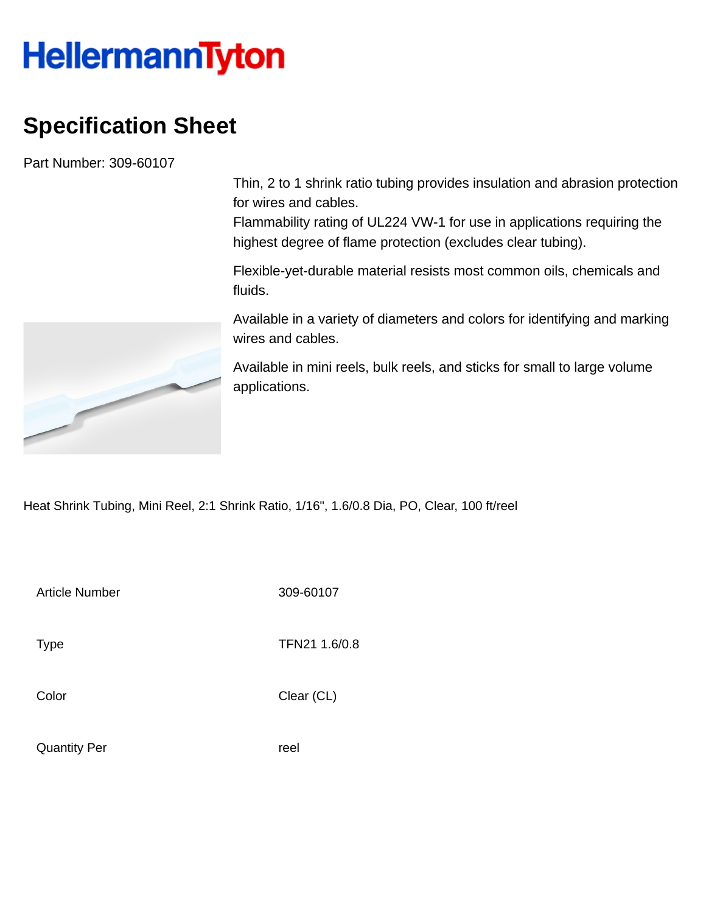HellermannTyton

# Specification Sheet

Part Number: 309-60107

Thin, 2 to 1 shrink ratio tubing provides insulation and abrasion protection for wires and cables.
Flammability rating of UL224 VW-1 for use in applications requiring the highest degree of flame protection (excludes clear tubing).

Flexible-yet-durable material resists most common oils, chemicals and fluids.

Available in a variety of diameters and colors for identifying and marking wires and cables.

Available in mini reels, bulk reels, and sticks for small to large volume applications.

Heat Shrink Tubing, Mini Reel, 2:1 Shrink Ratio, 1/16", 1.6/0.8 Dia, PO, Clear, 100 ft/reel

| | |
|---|---|
| Article Number | 309-60107 |
| Type | TFN21 1.6/0.8 |
| Color | Clear (CL) |
| Quantity Per | reel |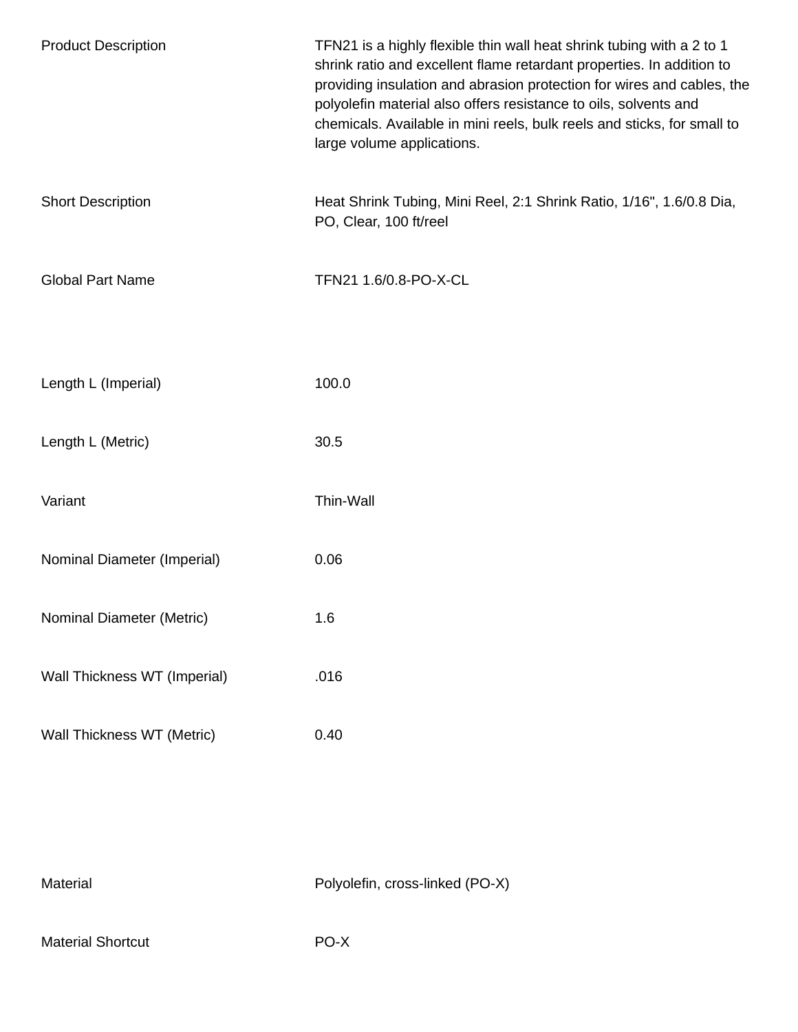| | |
|---|---|
| Product Description | TFN21 is a highly flexible thin wall heat shrink tubing with a 2 to 1 shrink ratio and excellent flame retardant properties. In addition to providing insulation and abrasion protection for wires and cables, the polyolefin material also offers resistance to oils, solvents and chemicals. Available in mini reels, bulk reels and sticks, for small to large volume applications. |
| Short Description | Heat Shrink Tubing, Mini Reel, 2:1 Shrink Ratio, 1/16", 1.6/0.8 Dia, PO, Clear, 100 ft/reel |
| Global Part Name | TFN21 1.6/0.8-PO-X-CL |

| | |
|---|---|
| Length L (Imperial) | 100.0 |
| Length L (Metric) | 30.5 |
| Variant | Thin-Wall |
| Nominal Diameter (Imperial) | 0.06 |
| Nominal Diameter (Metric) | 1.6 |
| Wall Thickness WT (Imperial) | .016 |
| Wall Thickness WT (Metric) | 0.40 |

| | |
|---|---|
| Material | Polyolefin, cross-linked (PO-X) |
| Material Shortcut | PO-X |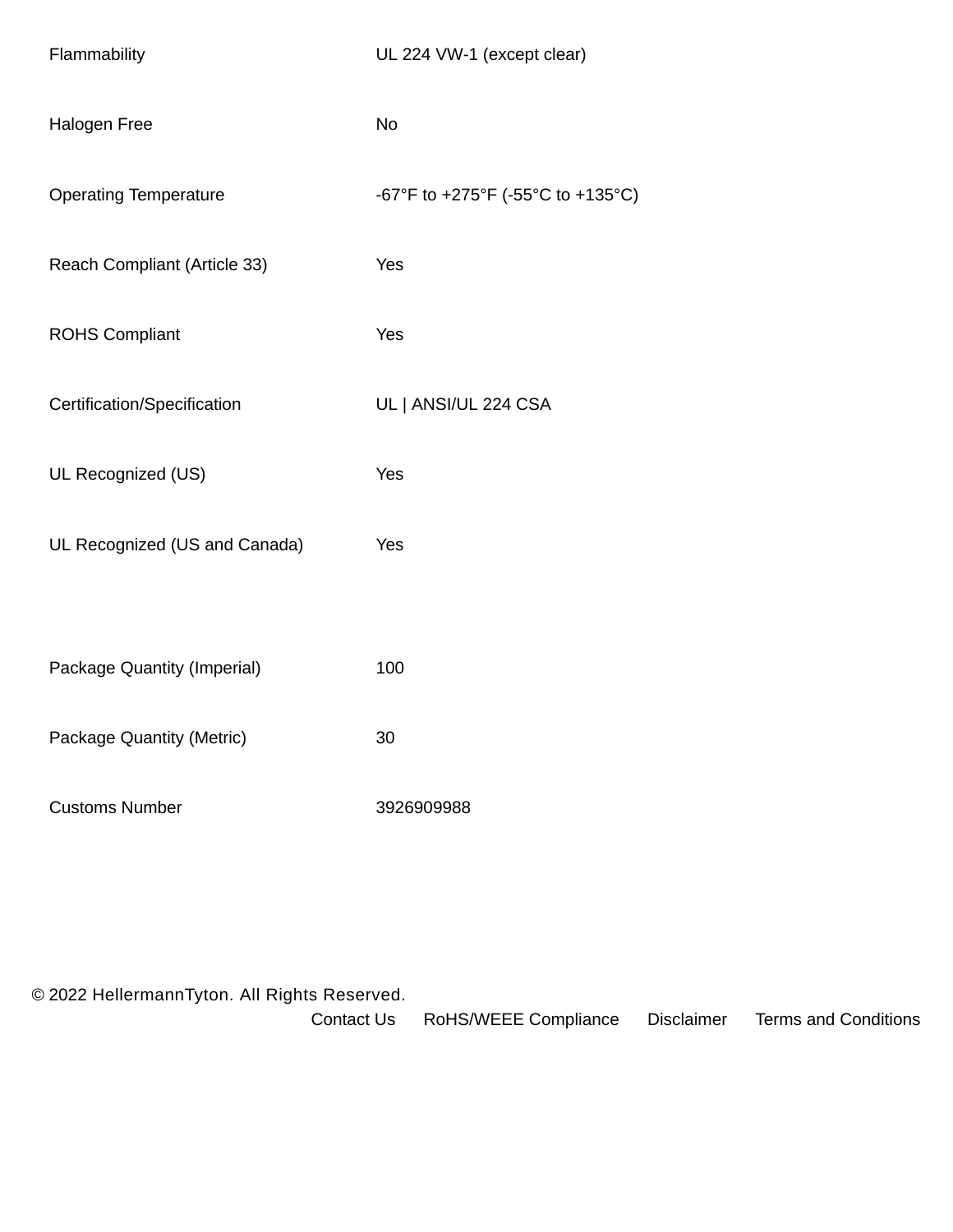| | |
|---|---|
| Flammability | UL 224 VW-1 (except clear) |
| Halogen Free | No |
| Operating Temperature | -67°F to +275°F (-55°C to +135°C) |
| Reach Compliant (Article 33) | Yes |
| ROHS Compliant | Yes |
| Certification/Specification | UL \| ANSI/UL 224 CSA |
| UL Recognized (US) | Yes |
| UL Recognized (US and Canada) | Yes |

| | |
|---|---|
| Package Quantity (Imperial) | 100 |
| Package Quantity (Metric) | 30 |
| Customs Number | 3926909988 |

© 2022 HellermannTyton. All Rights Reserved.

Contact Us RoHS/WEEE Compliance Disclaimer Terms and Conditions